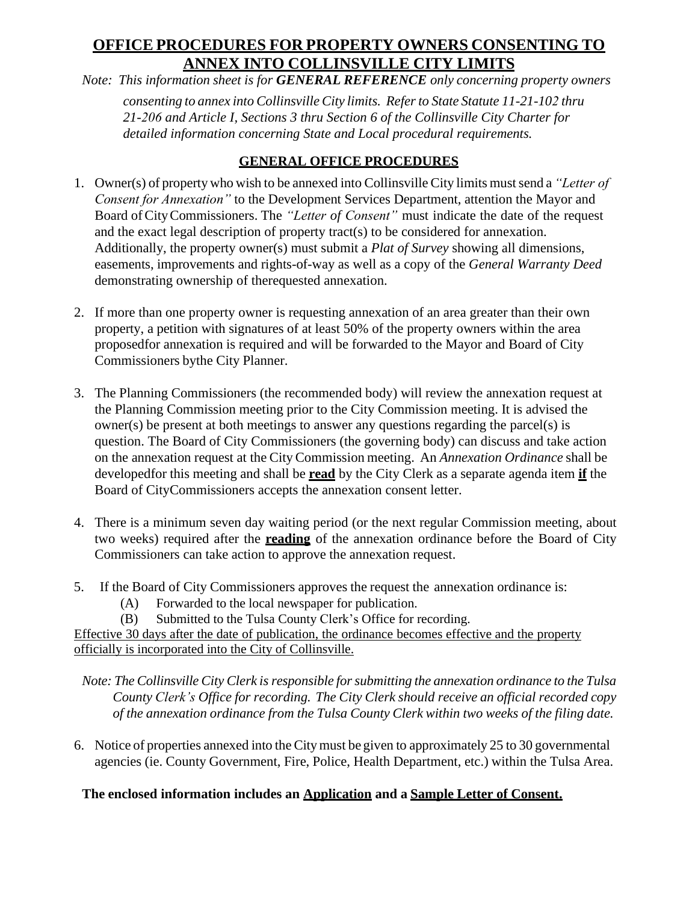# OFFICE PROCEDURES FOR PROPERTY OWNERS CONSENTING TO ANNEX INTO COLLINSVILLE CITY LIMITS

*Note: This information sheet is for **GENERAL REFERENCE** only concerning property owners consenting to annex into Collinsville City limits. Refer to State Statute 11-21-102 thru 21-206 and Article I, Sections 3 thru Section 6 of the Collinsville City Charter for detailed information concerning State and Local procedural requirements.*

## GENERAL OFFICE PROCEDURES

1. Owner(s) of property who wish to be annexed into Collinsville City limits must send a *"Letter of Consent for Annexation"* to the Development Services Department, attention the Mayor and Board of City Commissioners. The *"Letter of Consent"* must indicate the date of the request and the exact legal description of property tract(s) to be considered for annexation. Additionally, the property owner(s) must submit a *Plat of Survey* showing all dimensions, easements, improvements and rights-of-way as well as a copy of the *General Warranty Deed* demonstrating ownership of therequested annexation.

2. If more than one property owner is requesting annexation of an area greater than their own property, a petition with signatures of at least 50% of the property owners within the area proposedfor annexation is required and will be forwarded to the Mayor and Board of City Commissioners bythe City Planner.

3. The Planning Commissioners (the recommended body) will review the annexation request at the Planning Commission meeting prior to the City Commission meeting. It is advised the owner(s) be present at both meetings to answer any questions regarding the parcel(s) is question. The Board of City Commissioners (the governing body) can discuss and take action on the annexation request at the City Commission meeting. An *Annexation Ordinance* shall be developedfor this meeting and shall be **read** by the City Clerk as a separate agenda item **if** the Board of CityCommissioners accepts the annexation consent letter.

4. There is a minimum seven day waiting period (or the next regular Commission meeting, about two weeks) required after the **reading** of the annexation ordinance before the Board of City Commissioners can take action to approve the annexation request.

5. If the Board of City Commissioners approves the request the annexation ordinance is:
   - (A) Forwarded to the local newspaper for publication.
   - (B) Submitted to the Tulsa County Clerk's Office for recording.

Effective 30 days after the date of publication, the ordinance becomes effective and the property officially is incorporated into the City of Collinsville.

*Note: The Collinsville City Clerk is responsible for submitting the annexation ordinance to the Tulsa County Clerk's Office for recording. The City Clerk should receive an official recorded copy of the annexation ordinance from the Tulsa County Clerk within two weeks of the filing date.*

6. Notice of properties annexed into the City must be given to approximately 25 to 30 governmental agencies (ie. County Government, Fire, Police, Health Department, etc.) within the Tulsa Area.

**The enclosed information includes an Application and a Sample Letter of Consent.**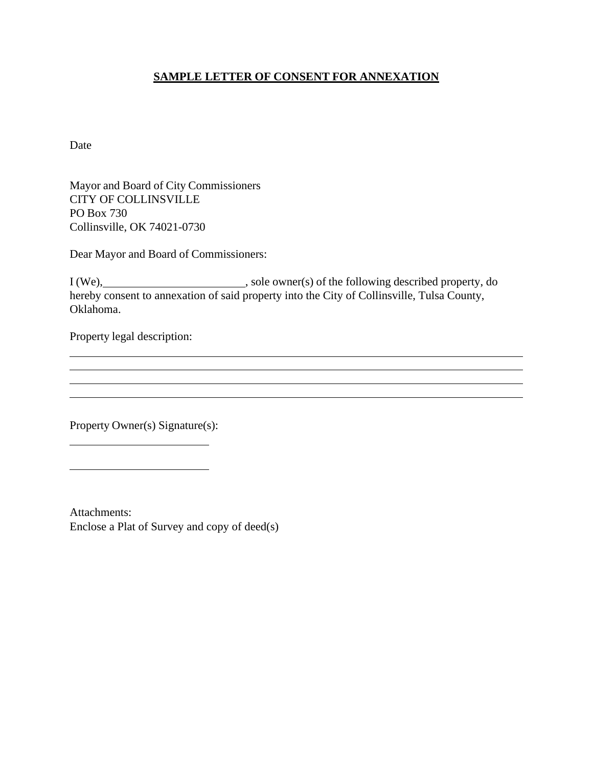**SAMPLE LETTER OF CONSENT FOR ANNEXATION**

Date

Mayor and Board of City Commissioners
CITY OF COLLINSVILLE
PO Box 730
Collinsville, OK 74021-0730

Dear Mayor and Board of Commissioners:

I (We),________________________, sole owner(s) of the following described property, do hereby consent to annexation of said property into the City of Collinsville, Tulsa County, Oklahoma.

Property legal description:

______________________________________________________________________________
______________________________________________________________________________
______________________________________________________________________________
______________________________________________________________________________

Property Owner(s) Signature(s):

________________________

________________________

Attachments:
Enclose a Plat of Survey and copy of deed(s)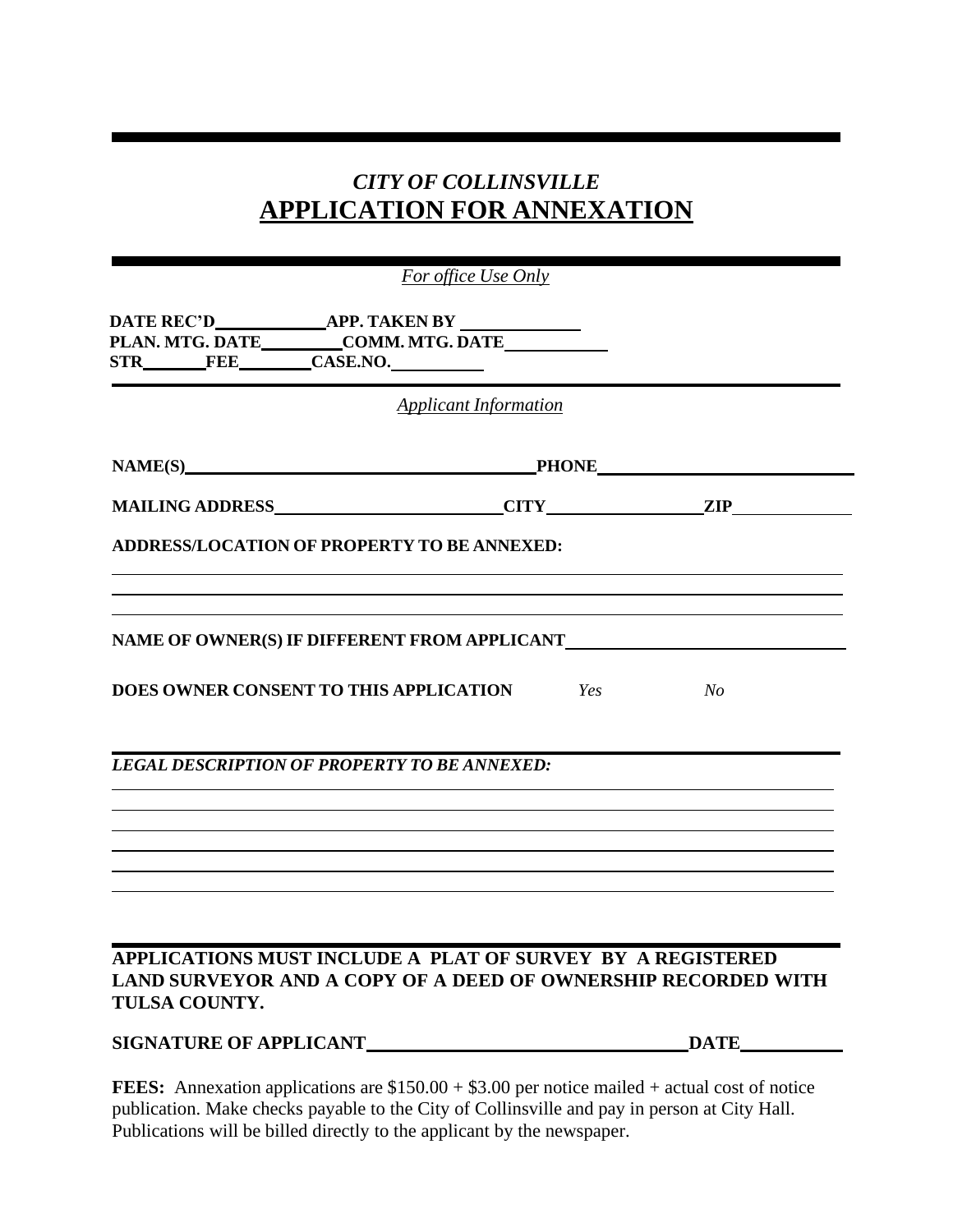*CITY OF COLLINSVILLE*

# APPLICATION FOR ANNEXATION

*For office Use Only*

**DATE REC'D\_\_\_\_\_\_\_\_\_\_\_\_ APP. TAKEN BY \_\_\_\_\_\_\_\_\_\_\_\_**
**PLAN. MTG. DATE\_\_\_\_\_\_\_\_\_ COMM. MTG. DATE\_\_\_\_\_\_\_\_\_\_\_**
**STR\_\_\_\_\_\_\_ FEE\_\_\_\_\_\_\_\_ CASE.NO.\_\_\_\_\_\_\_\_\_\_**

*Applicant Information*

**NAME(S)\_\_\_\_\_\_\_\_\_\_\_\_\_\_\_\_\_\_\_\_\_\_\_\_\_\_\_\_\_\_\_\_\_\_\_\_\_\_\_\_ PHONE\_\_\_\_\_\_\_\_\_\_\_\_\_\_\_\_\_\_\_\_\_\_\_\_\_\_\_\_**

**MAILING ADDRESS\_\_\_\_\_\_\_\_\_\_\_\_\_\_\_\_\_\_\_\_\_\_\_\_\_\_ CITY\_\_\_\_\_\_\_\_\_\_\_\_\_\_\_\_\_\_ ZIP\_\_\_\_\_\_\_\_\_\_\_\_\_**

**ADDRESS/LOCATION OF PROPERTY TO BE ANNEXED:**

\_\_\_\_\_\_\_\_\_\_\_\_\_\_\_\_\_\_\_\_\_\_\_\_\_\_\_\_\_\_\_\_\_\_\_\_\_\_\_\_\_\_\_\_\_\_\_\_\_\_\_\_\_\_\_\_\_\_\_\_\_\_\_\_\_\_\_\_\_\_\_\_\_\_\_\_\_\_\_\_\_\_\_\_

\_\_\_\_\_\_\_\_\_\_\_\_\_\_\_\_\_\_\_\_\_\_\_\_\_\_\_\_\_\_\_\_\_\_\_\_\_\_\_\_\_\_\_\_\_\_\_\_\_\_\_\_\_\_\_\_\_\_\_\_\_\_\_\_\_\_\_\_\_\_\_\_\_\_\_\_\_\_\_\_\_\_\_\_

\_\_\_\_\_\_\_\_\_\_\_\_\_\_\_\_\_\_\_\_\_\_\_\_\_\_\_\_\_\_\_\_\_\_\_\_\_\_\_\_\_\_\_\_\_\_\_\_\_\_\_\_\_\_\_\_\_\_\_\_\_\_\_\_\_\_\_\_\_\_\_\_\_\_\_\_\_\_\_\_\_\_\_\_

**NAME OF OWNER(S) IF DIFFERENT FROM APPLICANT\_\_\_\_\_\_\_\_\_\_\_\_\_\_\_\_\_\_\_\_\_\_\_\_\_\_\_\_\_\_\_**

**DOES OWNER CONSENT TO THIS APPLICATION** *Yes* *No*

***LEGAL DESCRIPTION OF PROPERTY TO BE ANNEXED:***

\_\_\_\_\_\_\_\_\_\_\_\_\_\_\_\_\_\_\_\_\_\_\_\_\_\_\_\_\_\_\_\_\_\_\_\_\_\_\_\_\_\_\_\_\_\_\_\_\_\_\_\_\_\_\_\_\_\_\_\_\_\_\_\_\_\_\_\_\_\_\_\_\_\_\_\_\_\_\_\_\_\_\_\_

\_\_\_\_\_\_\_\_\_\_\_\_\_\_\_\_\_\_\_\_\_\_\_\_\_\_\_\_\_\_\_\_\_\_\_\_\_\_\_\_\_\_\_\_\_\_\_\_\_\_\_\_\_\_\_\_\_\_\_\_\_\_\_\_\_\_\_\_\_\_\_\_\_\_\_\_\_\_\_\_\_\_\_\_

\_\_\_\_\_\_\_\_\_\_\_\_\_\_\_\_\_\_\_\_\_\_\_\_\_\_\_\_\_\_\_\_\_\_\_\_\_\_\_\_\_\_\_\_\_\_\_\_\_\_\_\_\_\_\_\_\_\_\_\_\_\_\_\_\_\_\_\_\_\_\_\_\_\_\_\_\_\_\_\_\_\_\_\_

\_\_\_\_\_\_\_\_\_\_\_\_\_\_\_\_\_\_\_\_\_\_\_\_\_\_\_\_\_\_\_\_\_\_\_\_\_\_\_\_\_\_\_\_\_\_\_\_\_\_\_\_\_\_\_\_\_\_\_\_\_\_\_\_\_\_\_\_\_\_\_\_\_\_\_\_\_\_\_\_\_\_\_\_

\_\_\_\_\_\_\_\_\_\_\_\_\_\_\_\_\_\_\_\_\_\_\_\_\_\_\_\_\_\_\_\_\_\_\_\_\_\_\_\_\_\_\_\_\_\_\_\_\_\_\_\_\_\_\_\_\_\_\_\_\_\_\_\_\_\_\_\_\_\_\_\_\_\_\_\_\_\_\_\_\_\_\_\_

\_\_\_\_\_\_\_\_\_\_\_\_\_\_\_\_\_\_\_\_\_\_\_\_\_\_\_\_\_\_\_\_\_\_\_\_\_\_\_\_\_\_\_\_\_\_\_\_\_\_\_\_\_\_\_\_\_\_\_\_\_\_\_\_\_\_\_\_\_\_\_\_\_\_\_\_\_\_\_\_\_\_\_\_

**APPLICATIONS MUST INCLUDE A PLAT OF SURVEY BY A REGISTERED LAND SURVEYOR AND A COPY OF A DEED OF OWNERSHIP RECORDED WITH TULSA COUNTY.**

**SIGNATURE OF APPLICANT\_\_\_\_\_\_\_\_\_\_\_\_\_\_\_\_\_\_\_\_\_\_\_\_\_\_\_\_\_\_\_\_\_\_\_\_ DATE\_\_\_\_\_\_\_\_\_\_\_**

**FEES:** Annexation applications are $150.00 + $3.00 per notice mailed + actual cost of notice publication. Make checks payable to the City of Collinsville and pay in person at City Hall. Publications will be billed directly to the applicant by the newspaper.